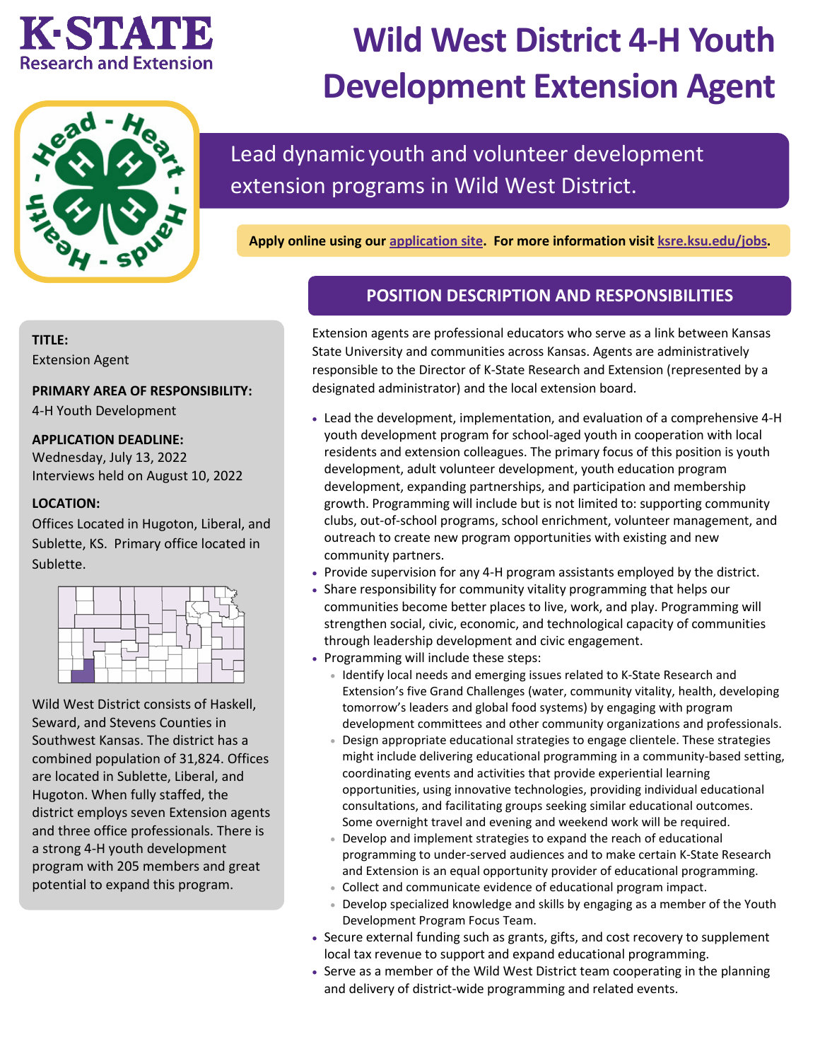K·STATE
Research and Extension

# Wild West District 4-H Youth Development Extension Agent

Lead dynamic youth and volunteer development extension programs in Wild West District.

**Apply online using our application site. For more information visit ksre.ksu.edu/jobs.**

**TITLE:**
Extension Agent

**PRIMARY AREA OF RESPONSIBILITY:**
4-H Youth Development

**APPLICATION DEADLINE:**
Wednesday, July 13, 2022
Interviews held on August 10, 2022

**LOCATION:**
Offices Located in Hugoton, Liberal, and Sublette, KS. Primary office located in Sublette.

Wild West District consists of Haskell, Seward, and Stevens Counties in Southwest Kansas. The district has a combined population of 31,824. Offices are located in Sublette, Liberal, and Hugoton. When fully staffed, the district employs seven Extension agents and three office professionals. There is a strong 4-H youth development program with 205 members and great potential to expand this program.

## POSITION DESCRIPTION AND RESPONSIBILITIES

Extension agents are professional educators who serve as a link between Kansas State University and communities across Kansas. Agents are administratively responsible to the Director of K-State Research and Extension (represented by a designated administrator) and the local extension board.

- Lead the development, implementation, and evaluation of a comprehensive 4-H youth development program for school-aged youth in cooperation with local residents and extension colleagues. The primary focus of this position is youth development, adult volunteer development, youth education program development, expanding partnerships, and participation and membership growth. Programming will include but is not limited to: supporting community clubs, out-of-school programs, school enrichment, volunteer management, and outreach to create new program opportunities with existing and new community partners.
- Provide supervision for any 4-H program assistants employed by the district.
- Share responsibility for community vitality programming that helps our communities become better places to live, work, and play. Programming will strengthen social, civic, economic, and technological capacity of communities through leadership development and civic engagement.
- Programming will include these steps:
  - Identify local needs and emerging issues related to K-State Research and Extension's five Grand Challenges (water, community vitality, health, developing tomorrow's leaders and global food systems) by engaging with program development committees and other community organizations and professionals.
  - Design appropriate educational strategies to engage clientele. These strategies might include delivering educational programming in a community-based setting, coordinating events and activities that provide experiential learning opportunities, using innovative technologies, providing individual educational consultations, and facilitating groups seeking similar educational outcomes. Some overnight travel and evening and weekend work will be required.
  - Develop and implement strategies to expand the reach of educational programming to under-served audiences and to make certain K-State Research and Extension is an equal opportunity provider of educational programming.
  - Collect and communicate evidence of educational program impact.
  - Develop specialized knowledge and skills by engaging as a member of the Youth Development Program Focus Team.
- Secure external funding such as grants, gifts, and cost recovery to supplement local tax revenue to support and expand educational programming.
- Serve as a member of the Wild West District team cooperating in the planning and delivery of district-wide programming and related events.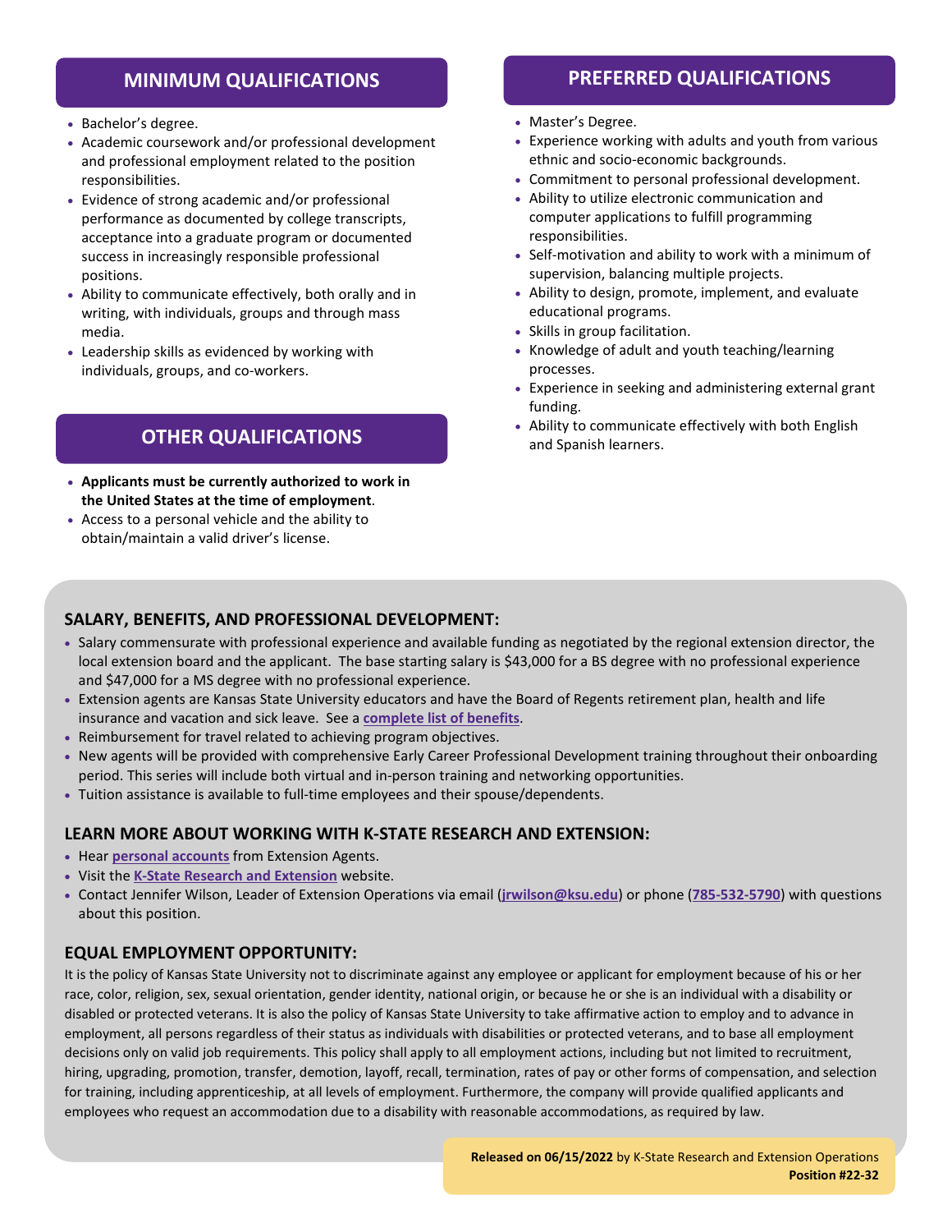## MINIMUM QUALIFICATIONS

- Bachelor's degree.
- Academic coursework and/or professional development and professional employment related to the position responsibilities.
- Evidence of strong academic and/or professional performance as documented by college transcripts, acceptance into a graduate program or documented success in increasingly responsible professional positions.
- Ability to communicate effectively, both orally and in writing, with individuals, groups and through mass media.
- Leadership skills as evidenced by working with individuals, groups, and co-workers.

## OTHER QUALIFICATIONS

- **Applicants must be currently authorized to work in the United States at the time of employment**.
- Access to a personal vehicle and the ability to obtain/maintain a valid driver's license.

## PREFERRED QUALIFICATIONS

- Master's Degree.
- Experience working with adults and youth from various ethnic and socio-economic backgrounds.
- Commitment to personal professional development.
- Ability to utilize electronic communication and computer applications to fulfill programming responsibilities.
- Self-motivation and ability to work with a minimum of supervision, balancing multiple projects.
- Ability to design, promote, implement, and evaluate educational programs.
- Skills in group facilitation.
- Knowledge of adult and youth teaching/learning processes.
- Experience in seeking and administering external grant funding.
- Ability to communicate effectively with both English and Spanish learners.

### SALARY, BENEFITS, AND PROFESSIONAL DEVELOPMENT:

- Salary commensurate with professional experience and available funding as negotiated by the regional extension director, the local extension board and the applicant. The base starting salary is $43,000 for a BS degree with no professional experience and $47,000 for a MS degree with no professional experience.
- Extension agents are Kansas State University educators and have the Board of Regents retirement plan, health and life insurance and vacation and sick leave. See a **complete list of benefits**.
- Reimbursement for travel related to achieving program objectives.
- New agents will be provided with comprehensive Early Career Professional Development training throughout their onboarding period. This series will include both virtual and in-person training and networking opportunities.
- Tuition assistance is available to full-time employees and their spouse/dependents.

### LEARN MORE ABOUT WORKING WITH K-STATE RESEARCH AND EXTENSION:

- Hear **personal accounts** from Extension Agents.
- Visit the **K-State Research and Extension** website.
- Contact Jennifer Wilson, Leader of Extension Operations via email (**jrwilson@ksu.edu**) or phone (**785-532-5790**) with questions about this position.

### EQUAL EMPLOYMENT OPPORTUNITY:

It is the policy of Kansas State University not to discriminate against any employee or applicant for employment because of his or her race, color, religion, sex, sexual orientation, gender identity, national origin, or because he or she is an individual with a disability or disabled or protected veterans. It is also the policy of Kansas State University to take affirmative action to employ and to advance in employment, all persons regardless of their status as individuals with disabilities or protected veterans, and to base all employment decisions only on valid job requirements. This policy shall apply to all employment actions, including but not limited to recruitment, hiring, upgrading, promotion, transfer, demotion, layoff, recall, termination, rates of pay or other forms of compensation, and selection for training, including apprenticeship, at all levels of employment. Furthermore, the company will provide qualified applicants and employees who request an accommodation due to a disability with reasonable accommodations, as required by law.

**Released on 06/15/2022** by K-State Research and Extension Operations
**Position #22-32**